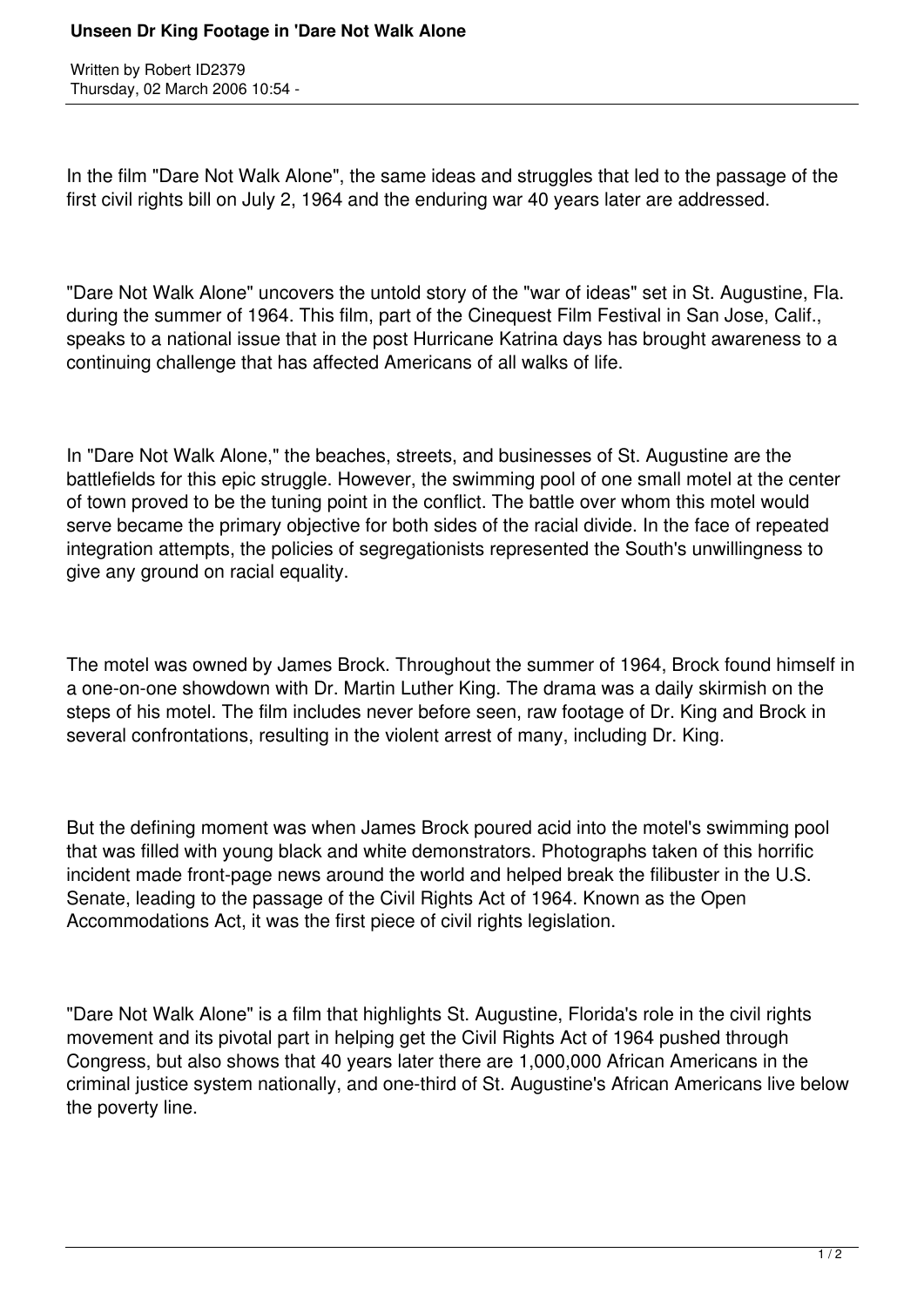# Unseen Dr King Footage in 'Dare Not Walk Alone

Written by Robert ID2379
Thursday, 02 March 2006 10:54 -

In the film "Dare Not Walk Alone", the same ideas and struggles that led to the passage of the first civil rights bill on July 2, 1964 and the enduring war 40 years later are addressed.

"Dare Not Walk Alone" uncovers the untold story of the "war of ideas" set in St. Augustine, Fla. during the summer of 1964. This film, part of the Cinequest Film Festival in San Jose, Calif., speaks to a national issue that in the post Hurricane Katrina days has brought awareness to a continuing challenge that has affected Americans of all walks of life.

In "Dare Not Walk Alone," the beaches, streets, and businesses of St. Augustine are the battlefields for this epic struggle. However, the swimming pool of one small motel at the center of town proved to be the tuning point in the conflict. The battle over whom this motel would serve became the primary objective for both sides of the racial divide. In the face of repeated integration attempts, the policies of segregationists represented the South's unwillingness to give any ground on racial equality.

The motel was owned by James Brock. Throughout the summer of 1964, Brock found himself in a one-on-one showdown with Dr. Martin Luther King. The drama was a daily skirmish on the steps of his motel. The film includes never before seen, raw footage of Dr. King and Brock in several confrontations, resulting in the violent arrest of many, including Dr. King.

But the defining moment was when James Brock poured acid into the motel's swimming pool that was filled with young black and white demonstrators. Photographs taken of this horrific incident made front-page news around the world and helped break the filibuster in the U.S. Senate, leading to the passage of the Civil Rights Act of 1964. Known as the Open Accommodations Act, it was the first piece of civil rights legislation.

"Dare Not Walk Alone" is a film that highlights St. Augustine, Florida's role in the civil rights movement and its pivotal part in helping get the Civil Rights Act of 1964 pushed through Congress, but also shows that 40 years later there are 1,000,000 African Americans in the criminal justice system nationally, and one-third of St. Augustine's African Americans live below the poverty line.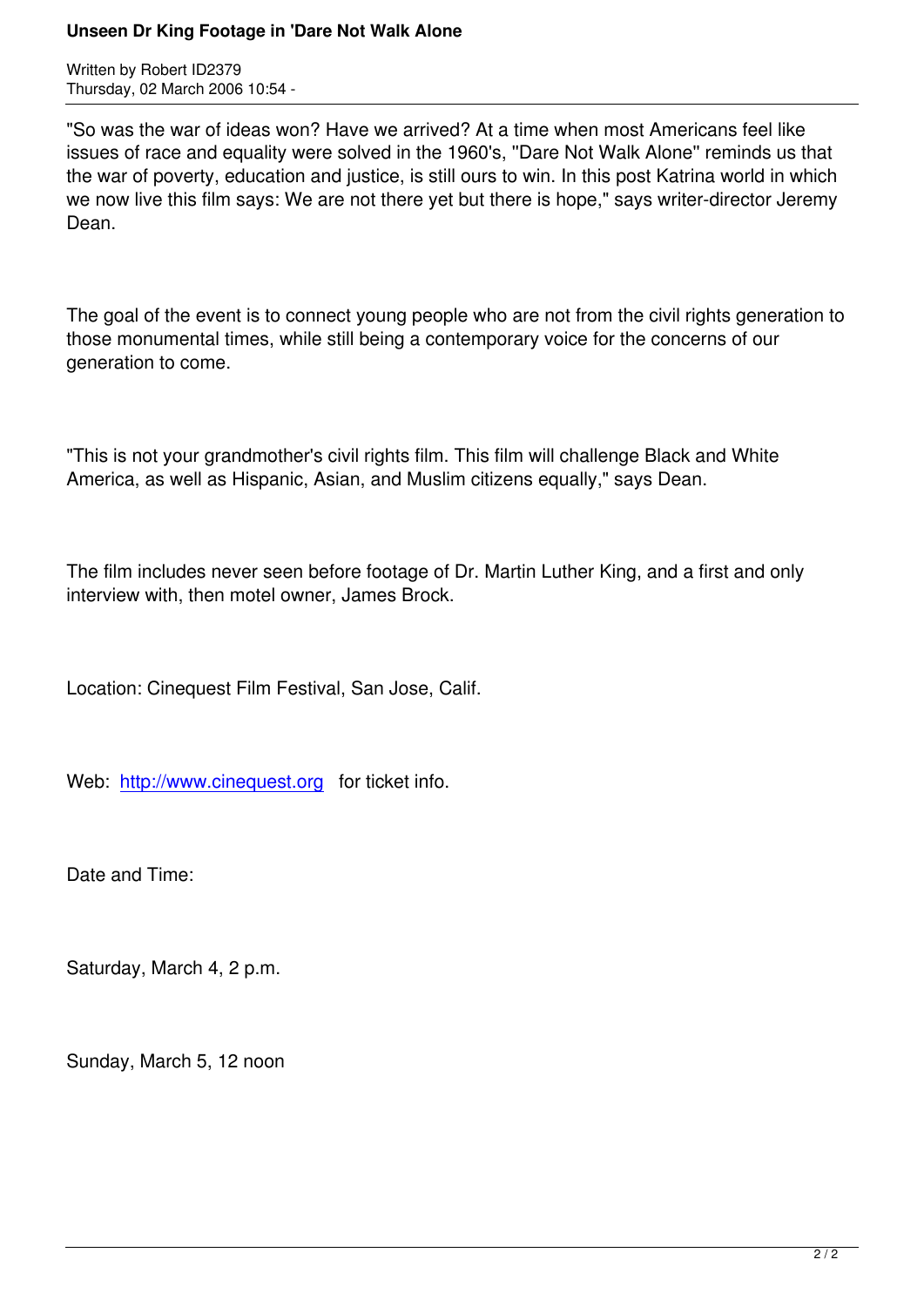"So was the war of ideas won? Have we arrived? At a time when most Americans feel like issues of race and equality were solved in the 1960's, "Dare Not Walk Alone" reminds us that the war of poverty, education and justice, is still ours to win. In this post Katrina world in which we now live this film says: We are not there yet but there is hope," says writer-director Jeremy Dean.

The goal of the event is to connect young people who are not from the civil rights generation to those monumental times, while still being a contemporary voice for the concerns of our generation to come.

"This is not your grandmother's civil rights film. This film will challenge Black and White America, as well as Hispanic, Asian, and Muslim citizens equally," says Dean.

The film includes never seen before footage of Dr. Martin Luther King, and a first and only interview with, then motel owner, James Brock.

Location: Cinequest Film Festival, San Jose, Calif.

Web: [http://www.cinequest.org](http://www.cinequest.org) for ticket info.

Date and Time:

Saturday, March 4, 2 p.m.

Sunday, March 5, 12 noon